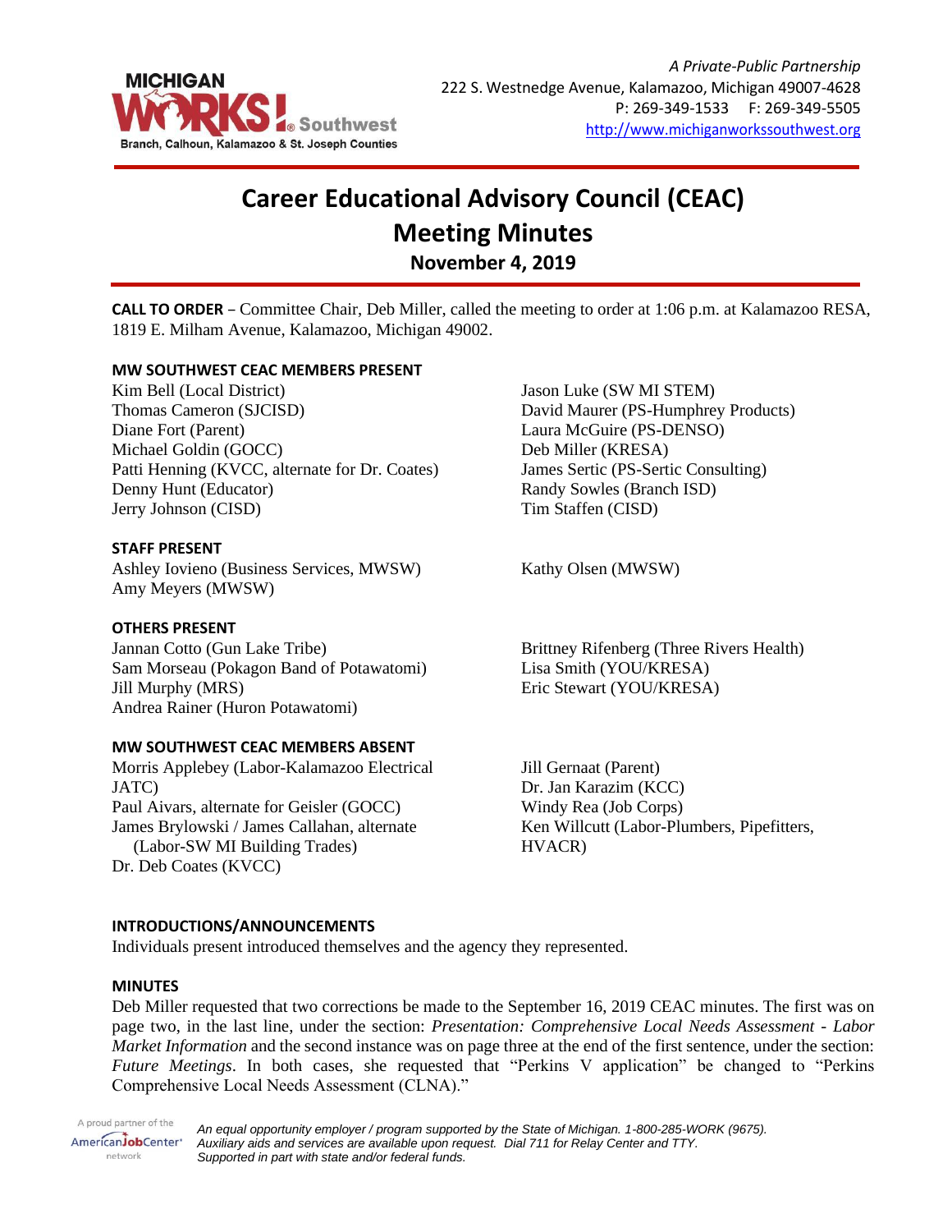*A Private-Public Partnership*
222 S. Westnedge Avenue, Kalamazoo, Michigan 49007-4628
P: 269-349-1533 F: 269-349-5505
http://www.michiganworkssouthwest.org

# Career Educational Advisory Council (CEAC)
# Meeting Minutes
## November 4, 2019

**CALL TO ORDER** – Committee Chair, Deb Miller, called the meeting to order at 1:06 p.m. at Kalamazoo RESA, 1819 E. Milham Avenue, Kalamazoo, Michigan 49002.

### MW SOUTHWEST CEAC MEMBERS PRESENT

Kim Bell (Local District)
Thomas Cameron (SJCISD)
Diane Fort (Parent)
Michael Goldin (GOCC)
Patti Henning (KVCC, alternate for Dr. Coates)
Denny Hunt (Educator)
Jerry Johnson (CISD)
Jason Luke (SW MI STEM)
David Maurer (PS-Humphrey Products)
Laura McGuire (PS-DENSO)
Deb Miller (KRESA)
James Sertic (PS-Sertic Consulting)
Randy Sowles (Branch ISD)
Tim Staffen (CISD)

### STAFF PRESENT

Ashley Iovieno (Business Services, MWSW)
Amy Meyers (MWSW)
Kathy Olsen (MWSW)

### OTHERS PRESENT

Jannan Cotto (Gun Lake Tribe)
Sam Morseau (Pokagon Band of Potawatomi)
Jill Murphy (MRS)
Andrea Rainer (Huron Potawatomi)
Brittney Rifenberg (Three Rivers Health)
Lisa Smith (YOU/KRESA)
Eric Stewart (YOU/KRESA)

### MW SOUTHWEST CEAC MEMBERS ABSENT

Morris Applebey (Labor-Kalamazoo Electrical JATC)
Paul Aivars, alternate for Geisler (GOCC)
James Brylowski / James Callahan, alternate (Labor-SW MI Building Trades)
Dr. Deb Coates (KVCC)
Jill Gernaat (Parent)
Dr. Jan Karazim (KCC)
Windy Rea (Job Corps)
Ken Willcutt (Labor-Plumbers, Pipefitters, HVACR)

### INTRODUCTIONS/ANNOUNCEMENTS

Individuals present introduced themselves and the agency they represented.

### MINUTES

Deb Miller requested that two corrections be made to the September 16, 2019 CEAC minutes. The first was on page two, in the last line, under the section: *Presentation: Comprehensive Local Needs Assessment - Labor Market Information* and the second instance was on page three at the end of the first sentence, under the section: *Future Meetings*. In both cases, she requested that "Perkins V application" be changed to "Perkins Comprehensive Local Needs Assessment (CLNA)."

*An equal opportunity employer / program supported by the State of Michigan. 1-800-285-WORK (9675). Auxiliary aids and services are available upon request. Dial 711 for Relay Center and TTY. Supported in part with state and/or federal funds.*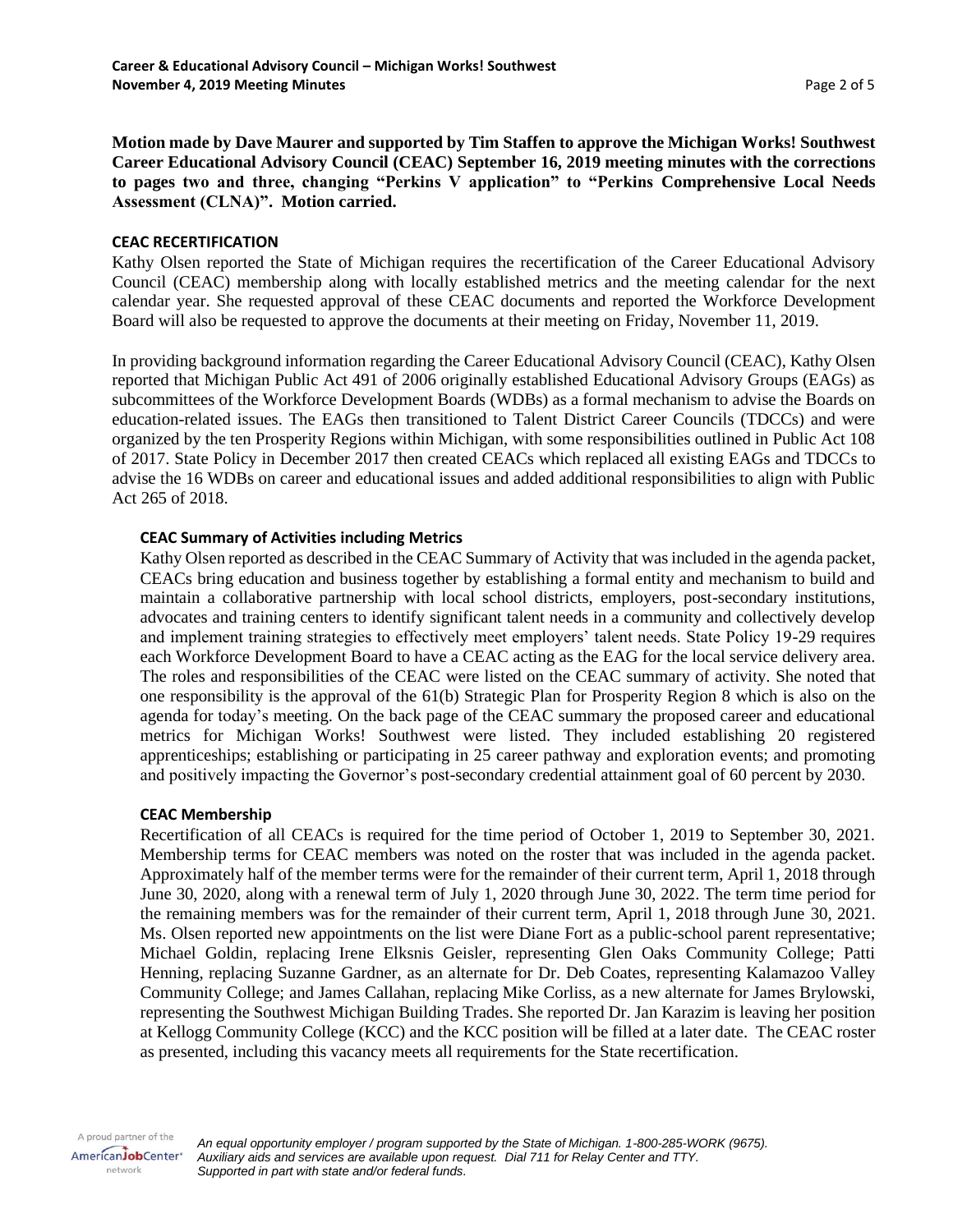**Motion made by Dave Maurer and supported by Tim Staffen to approve the Michigan Works! Southwest Career Educational Advisory Council (CEAC) September 16, 2019 meeting minutes with the corrections to pages two and three, changing "Perkins V application" to "Perkins Comprehensive Local Needs Assessment (CLNA)". Motion carried.**

## CEAC RECERTIFICATION

Kathy Olsen reported the State of Michigan requires the recertification of the Career Educational Advisory Council (CEAC) membership along with locally established metrics and the meeting calendar for the next calendar year. She requested approval of these CEAC documents and reported the Workforce Development Board will also be requested to approve the documents at their meeting on Friday, November 11, 2019.

In providing background information regarding the Career Educational Advisory Council (CEAC), Kathy Olsen reported that Michigan Public Act 491 of 2006 originally established Educational Advisory Groups (EAGs) as subcommittees of the Workforce Development Boards (WDBs) as a formal mechanism to advise the Boards on education-related issues. The EAGs then transitioned to Talent District Career Councils (TDCCs) and were organized by the ten Prosperity Regions within Michigan, with some responsibilities outlined in Public Act 108 of 2017. State Policy in December 2017 then created CEACs which replaced all existing EAGs and TDCCs to advise the 16 WDBs on career and educational issues and added additional responsibilities to align with Public Act 265 of 2018.

### CEAC Summary of Activities including Metrics

Kathy Olsen reported as described in the CEAC Summary of Activity that was included in the agenda packet, CEACs bring education and business together by establishing a formal entity and mechanism to build and maintain a collaborative partnership with local school districts, employers, post-secondary institutions, advocates and training centers to identify significant talent needs in a community and collectively develop and implement training strategies to effectively meet employers' talent needs. State Policy 19-29 requires each Workforce Development Board to have a CEAC acting as the EAG for the local service delivery area. The roles and responsibilities of the CEAC were listed on the CEAC summary of activity. She noted that one responsibility is the approval of the 61(b) Strategic Plan for Prosperity Region 8 which is also on the agenda for today's meeting. On the back page of the CEAC summary the proposed career and educational metrics for Michigan Works! Southwest were listed. They included establishing 20 registered apprenticeships; establishing or participating in 25 career pathway and exploration events; and promoting and positively impacting the Governor's post-secondary credential attainment goal of 60 percent by 2030.

### CEAC Membership

Recertification of all CEACs is required for the time period of October 1, 2019 to September 30, 2021. Membership terms for CEAC members was noted on the roster that was included in the agenda packet. Approximately half of the member terms were for the remainder of their current term, April 1, 2018 through June 30, 2020, along with a renewal term of July 1, 2020 through June 30, 2022. The term time period for the remaining members was for the remainder of their current term, April 1, 2018 through June 30, 2021. Ms. Olsen reported new appointments on the list were Diane Fort as a public-school parent representative; Michael Goldin, replacing Irene Elksnis Geisler, representing Glen Oaks Community College; Patti Henning, replacing Suzanne Gardner, as an alternate for Dr. Deb Coates, representing Kalamazoo Valley Community College; and James Callahan, replacing Mike Corliss, as a new alternate for James Brylowski, representing the Southwest Michigan Building Trades. She reported Dr. Jan Karazim is leaving her position at Kellogg Community College (KCC) and the KCC position will be filled at a later date. The CEAC roster as presented, including this vacancy meets all requirements for the State recertification.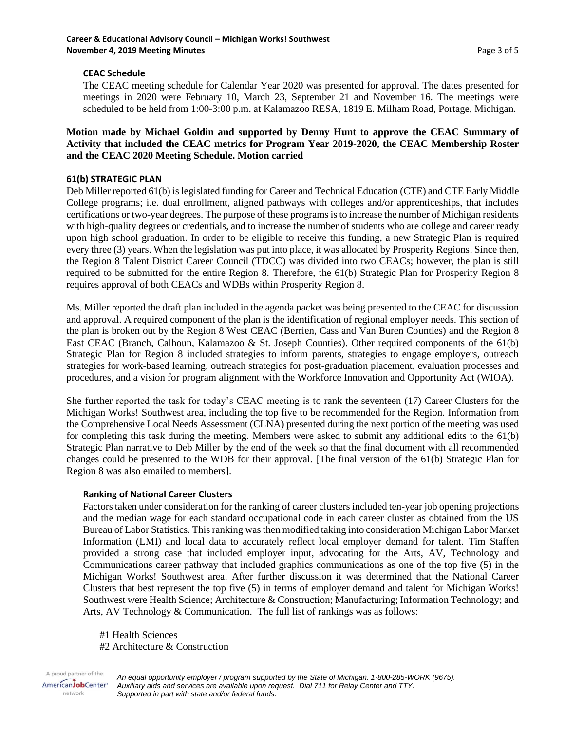### CEAC Schedule

The CEAC meeting schedule for Calendar Year 2020 was presented for approval. The dates presented for meetings in 2020 were February 10, March 23, September 21 and November 16. The meetings were scheduled to be held from 1:00-3:00 p.m. at Kalamazoo RESA, 1819 E. Milham Road, Portage, Michigan.

**Motion made by Michael Goldin and supported by Denny Hunt to approve the CEAC Summary of Activity that included the CEAC metrics for Program Year 2019-2020, the CEAC Membership Roster and the CEAC 2020 Meeting Schedule. Motion carried**

## 61(b) STRATEGIC PLAN

Deb Miller reported 61(b) is legislated funding for Career and Technical Education (CTE) and CTE Early Middle College programs; i.e. dual enrollment, aligned pathways with colleges and/or apprenticeships, that includes certifications or two-year degrees. The purpose of these programs is to increase the number of Michigan residents with high-quality degrees or credentials, and to increase the number of students who are college and career ready upon high school graduation. In order to be eligible to receive this funding, a new Strategic Plan is required every three (3) years. When the legislation was put into place, it was allocated by Prosperity Regions. Since then, the Region 8 Talent District Career Council (TDCC) was divided into two CEACs; however, the plan is still required to be submitted for the entire Region 8. Therefore, the 61(b) Strategic Plan for Prosperity Region 8 requires approval of both CEACs and WDBs within Prosperity Region 8.

Ms. Miller reported the draft plan included in the agenda packet was being presented to the CEAC for discussion and approval. A required component of the plan is the identification of regional employer needs. This section of the plan is broken out by the Region 8 West CEAC (Berrien, Cass and Van Buren Counties) and the Region 8 East CEAC (Branch, Calhoun, Kalamazoo & St. Joseph Counties). Other required components of the 61(b) Strategic Plan for Region 8 included strategies to inform parents, strategies to engage employers, outreach strategies for work-based learning, outreach strategies for post-graduation placement, evaluation processes and procedures, and a vision for program alignment with the Workforce Innovation and Opportunity Act (WIOA).

She further reported the task for today's CEAC meeting is to rank the seventeen (17) Career Clusters for the Michigan Works! Southwest area, including the top five to be recommended for the Region. Information from the Comprehensive Local Needs Assessment (CLNA) presented during the next portion of the meeting was used for completing this task during the meeting. Members were asked to submit any additional edits to the 61(b) Strategic Plan narrative to Deb Miller by the end of the week so that the final document with all recommended changes could be presented to the WDB for their approval. [The final version of the 61(b) Strategic Plan for Region 8 was also emailed to members].

### Ranking of National Career Clusters

Factors taken under consideration for the ranking of career clusters included ten-year job opening projections and the median wage for each standard occupational code in each career cluster as obtained from the US Bureau of Labor Statistics. This ranking was then modified taking into consideration Michigan Labor Market Information (LMI) and local data to accurately reflect local employer demand for talent. Tim Staffen provided a strong case that included employer input, advocating for the Arts, AV, Technology and Communications career pathway that included graphics communications as one of the top five (5) in the Michigan Works! Southwest area. After further discussion it was determined that the National Career Clusters that best represent the top five (5) in terms of employer demand and talent for Michigan Works! Southwest were Health Science; Architecture & Construction; Manufacturing; Information Technology; and Arts, AV Technology & Communication. The full list of rankings was as follows:

#1 Health Sciences
#2 Architecture & Construction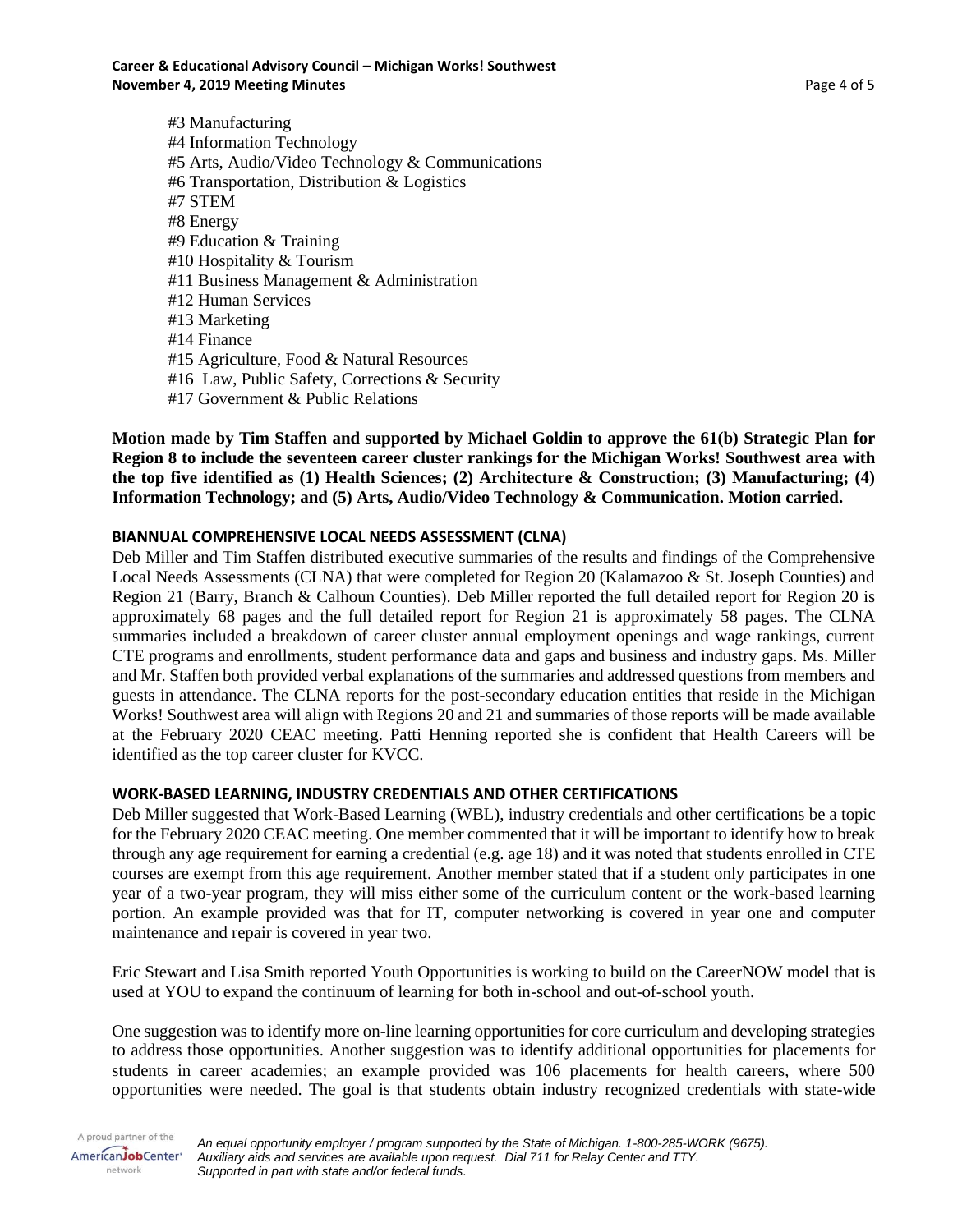#3 Manufacturing
#4 Information Technology
#5 Arts, Audio/Video Technology & Communications
#6 Transportation, Distribution & Logistics
#7 STEM
#8 Energy
#9 Education & Training
#10 Hospitality & Tourism
#11 Business Management & Administration
#12 Human Services
#13 Marketing
#14 Finance
#15 Agriculture, Food & Natural Resources
#16 Law, Public Safety, Corrections & Security
#17 Government & Public Relations

**Motion made by Tim Staffen and supported by Michael Goldin to approve the 61(b) Strategic Plan for Region 8 to include the seventeen career cluster rankings for the Michigan Works! Southwest area with the top five identified as (1) Health Sciences; (2) Architecture & Construction; (3) Manufacturing; (4) Information Technology; and (5) Arts, Audio/Video Technology & Communication. Motion carried.**

**BIANNUAL COMPREHENSIVE LOCAL NEEDS ASSESSMENT (CLNA)**

Deb Miller and Tim Staffen distributed executive summaries of the results and findings of the Comprehensive Local Needs Assessments (CLNA) that were completed for Region 20 (Kalamazoo & St. Joseph Counties) and Region 21 (Barry, Branch & Calhoun Counties). Deb Miller reported the full detailed report for Region 20 is approximately 68 pages and the full detailed report for Region 21 is approximately 58 pages. The CLNA summaries included a breakdown of career cluster annual employment openings and wage rankings, current CTE programs and enrollments, student performance data and gaps and business and industry gaps. Ms. Miller and Mr. Staffen both provided verbal explanations of the summaries and addressed questions from members and guests in attendance. The CLNA reports for the post-secondary education entities that reside in the Michigan Works! Southwest area will align with Regions 20 and 21 and summaries of those reports will be made available at the February 2020 CEAC meeting. Patti Henning reported she is confident that Health Careers will be identified as the top career cluster for KVCC.

**WORK-BASED LEARNING, INDUSTRY CREDENTIALS AND OTHER CERTIFICATIONS**

Deb Miller suggested that Work-Based Learning (WBL), industry credentials and other certifications be a topic for the February 2020 CEAC meeting. One member commented that it will be important to identify how to break through any age requirement for earning a credential (e.g. age 18) and it was noted that students enrolled in CTE courses are exempt from this age requirement. Another member stated that if a student only participates in one year of a two-year program, they will miss either some of the curriculum content or the work-based learning portion. An example provided was that for IT, computer networking is covered in year one and computer maintenance and repair is covered in year two.

Eric Stewart and Lisa Smith reported Youth Opportunities is working to build on the CareerNOW model that is used at YOU to expand the continuum of learning for both in-school and out-of-school youth.

One suggestion was to identify more on-line learning opportunities for core curriculum and developing strategies to address those opportunities. Another suggestion was to identify additional opportunities for placements for students in career academies; an example provided was 106 placements for health careers, where 500 opportunities were needed. The goal is that students obtain industry recognized credentials with state-wide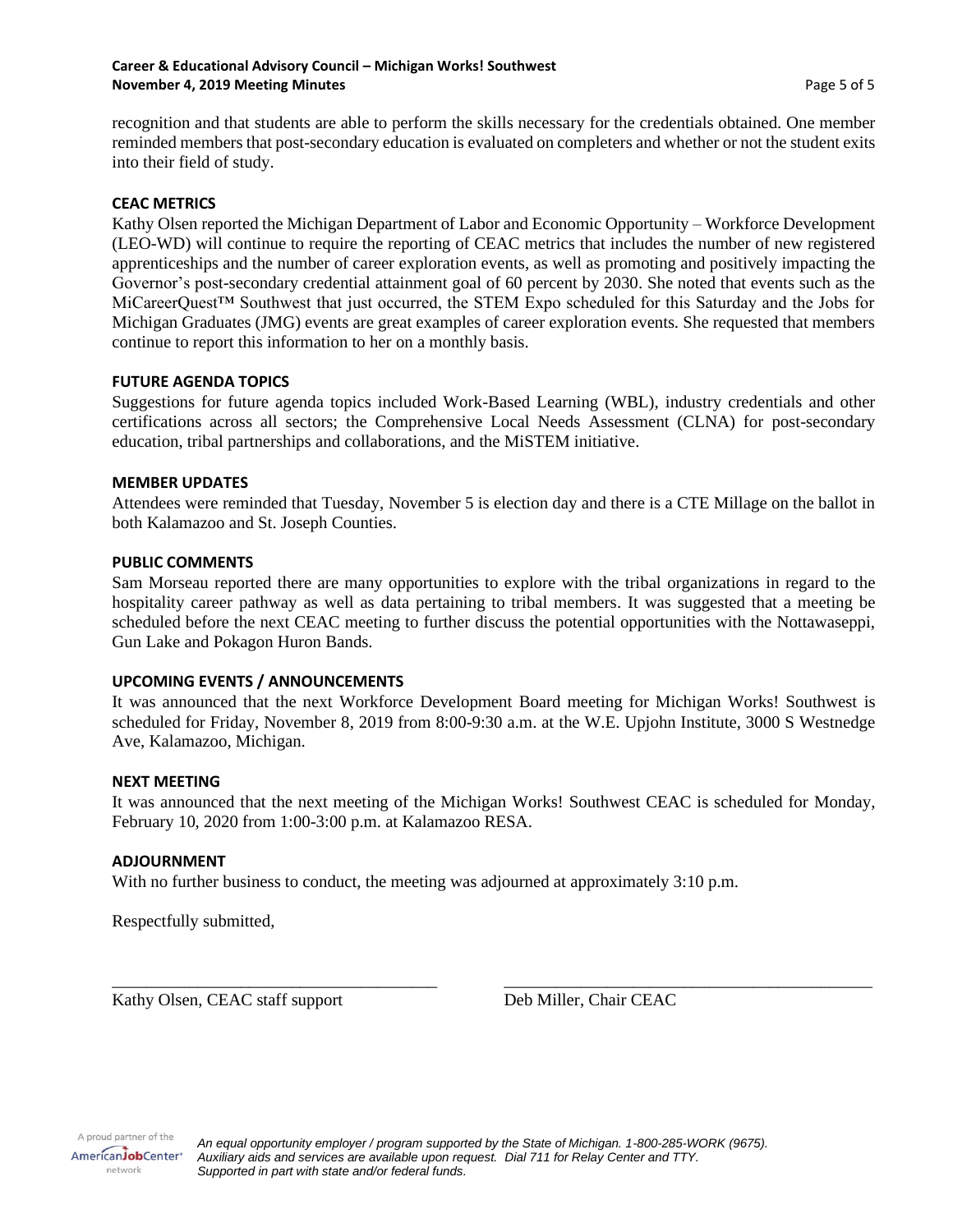recognition and that students are able to perform the skills necessary for the credentials obtained. One member reminded members that post-secondary education is evaluated on completers and whether or not the student exits into their field of study.

**CEAC METRICS**

Kathy Olsen reported the Michigan Department of Labor and Economic Opportunity – Workforce Development (LEO-WD) will continue to require the reporting of CEAC metrics that includes the number of new registered apprenticeships and the number of career exploration events, as well as promoting and positively impacting the Governor's post-secondary credential attainment goal of 60 percent by 2030. She noted that events such as the MiCareerQuest™ Southwest that just occurred, the STEM Expo scheduled for this Saturday and the Jobs for Michigan Graduates (JMG) events are great examples of career exploration events. She requested that members continue to report this information to her on a monthly basis.

**FUTURE AGENDA TOPICS**

Suggestions for future agenda topics included Work-Based Learning (WBL), industry credentials and other certifications across all sectors; the Comprehensive Local Needs Assessment (CLNA) for post-secondary education, tribal partnerships and collaborations, and the MiSTEM initiative.

**MEMBER UPDATES**

Attendees were reminded that Tuesday, November 5 is election day and there is a CTE Millage on the ballot in both Kalamazoo and St. Joseph Counties.

**PUBLIC COMMENTS**

Sam Morseau reported there are many opportunities to explore with the tribal organizations in regard to the hospitality career pathway as well as data pertaining to tribal members. It was suggested that a meeting be scheduled before the next CEAC meeting to further discuss the potential opportunities with the Nottawaseppi, Gun Lake and Pokagon Huron Bands.

**UPCOMING EVENTS / ANNOUNCEMENTS**

It was announced that the next Workforce Development Board meeting for Michigan Works! Southwest is scheduled for Friday, November 8, 2019 from 8:00-9:30 a.m. at the W.E. Upjohn Institute, 3000 S Westnedge Ave, Kalamazoo, Michigan.

**NEXT MEETING**

It was announced that the next meeting of the Michigan Works! Southwest CEAC is scheduled for Monday, February 10, 2020 from 1:00-3:00 p.m. at Kalamazoo RESA.

**ADJOURNMENT**

With no further business to conduct, the meeting was adjourned at approximately 3:10 p.m.

Respectfully submitted,

\_\_\_\_\_\_\_\_\_\_\_\_\_\_\_\_\_\_\_\_\_\_\_\_\_\_\_\_\_\_\_\_\_\_\_\_\_\_\_
Kathy Olsen, CEAC staff support

\_\_\_\_\_\_\_\_\_\_\_\_\_\_\_\_\_\_\_\_\_\_\_\_\_\_\_\_\_\_\_\_\_\_\_\_\_\_\_\_\_\_\_\_\_
Deb Miller, Chair CEAC

A proud partner of the AmericanJobCenter network

*An equal opportunity employer / program supported by the State of Michigan. 1-800-285-WORK (9675). Auxiliary aids and services are available upon request. Dial 711 for Relay Center and TTY. Supported in part with state and/or federal funds.*